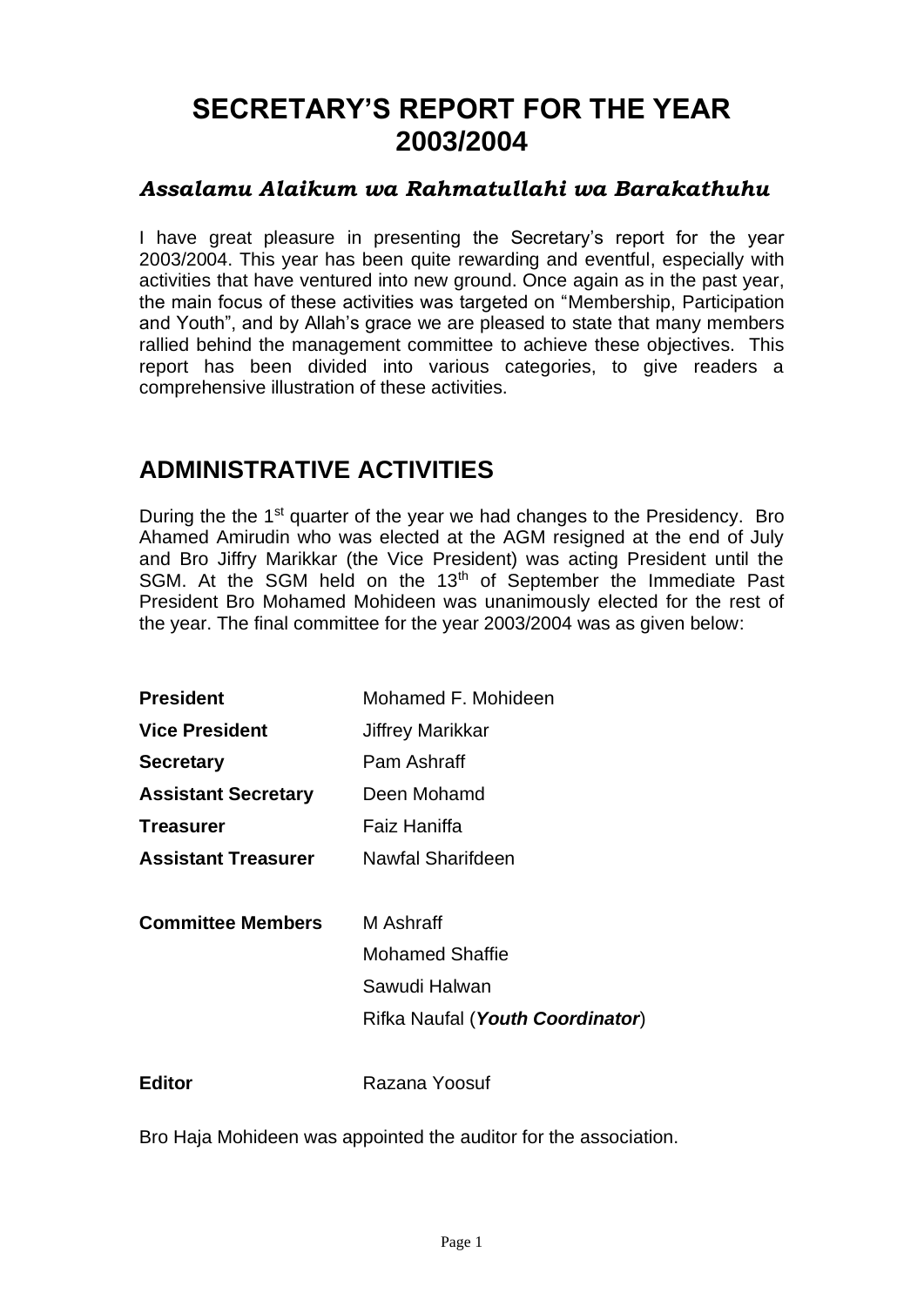# SECRETARY'S REPORT FOR THE YEAR 2003/2004

### *Assalamu Alaikum wa Rahmatullahi wa Barakathuhu*

I have great pleasure in presenting the Secretary's report for the year 2003/2004. This year has been quite rewarding and eventful, especially with activities that have ventured into new ground. Once again as in the past year, the main focus of these activities was targeted on "Membership, Participation and Youth", and by Allah's grace we are pleased to state that many members rallied behind the management committee to achieve these objectives. This report has been divided into various categories, to give readers a comprehensive illustration of these activities.

## ADMINISTRATIVE ACTIVITIES

During the the 1st quarter of the year we had changes to the Presidency. Bro Ahamed Amirudin who was elected at the AGM resigned at the end of July and Bro Jiffry Marikkar (the Vice President) was acting President until the SGM. At the SGM held on the 13th of September the Immediate Past President Bro Mohamed Mohideen was unanimously elected for the rest of the year. The final committee for the year 2003/2004 was as given below:

| | |
|---|---|
| **President** | Mohamed F. Mohideen |
| **Vice President** | Jiffrey Marikkar |
| **Secretary** | Pam Ashraff |
| **Assistant Secretary** | Deen Mohamd |
| **Treasurer** | Faiz Haniffa |
| **Assistant Treasurer** | Nawfal Sharifdeen |
| | |
| **Committee Members** | M Ashraff |
| | Mohamed Shaffie |
| | Sawudi Halwan |
| | Rifka Naufal (***Youth Coordinator***) |
| | |
| **Editor** | Razana Yoosuf |

Bro Haja Mohideen was appointed the auditor for the association.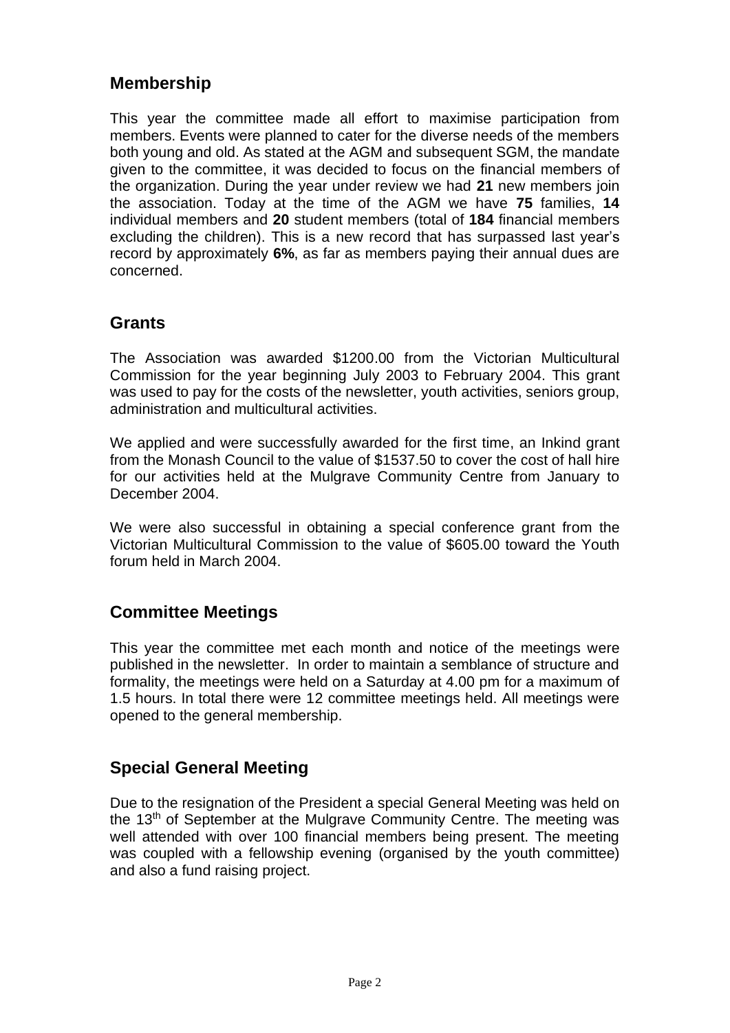## Membership

This year the committee made all effort to maximise participation from members. Events were planned to cater for the diverse needs of the members both young and old. As stated at the AGM and subsequent SGM, the mandate given to the committee, it was decided to focus on the financial members of the organization. During the year under review we had **21** new members join the association. Today at the time of the AGM we have **75** families, **14** individual members and **20** student members (total of **184** financial members excluding the children). This is a new record that has surpassed last year's record by approximately **6%**, as far as members paying their annual dues are concerned.

## Grants

The Association was awarded $1200.00 from the Victorian Multicultural Commission for the year beginning July 2003 to February 2004. This grant was used to pay for the costs of the newsletter, youth activities, seniors group, administration and multicultural activities.

We applied and were successfully awarded for the first time, an Inkind grant from the Monash Council to the value of $1537.50 to cover the cost of hall hire for our activities held at the Mulgrave Community Centre from January to December 2004.

We were also successful in obtaining a special conference grant from the Victorian Multicultural Commission to the value of $605.00 toward the Youth forum held in March 2004.

## Committee Meetings

This year the committee met each month and notice of the meetings were published in the newsletter. In order to maintain a semblance of structure and formality, the meetings were held on a Saturday at 4.00 pm for a maximum of 1.5 hours. In total there were 12 committee meetings held. All meetings were opened to the general membership.

## Special General Meeting

Due to the resignation of the President a special General Meeting was held on the 13th of September at the Mulgrave Community Centre. The meeting was well attended with over 100 financial members being present. The meeting was coupled with a fellowship evening (organised by the youth committee) and also a fund raising project.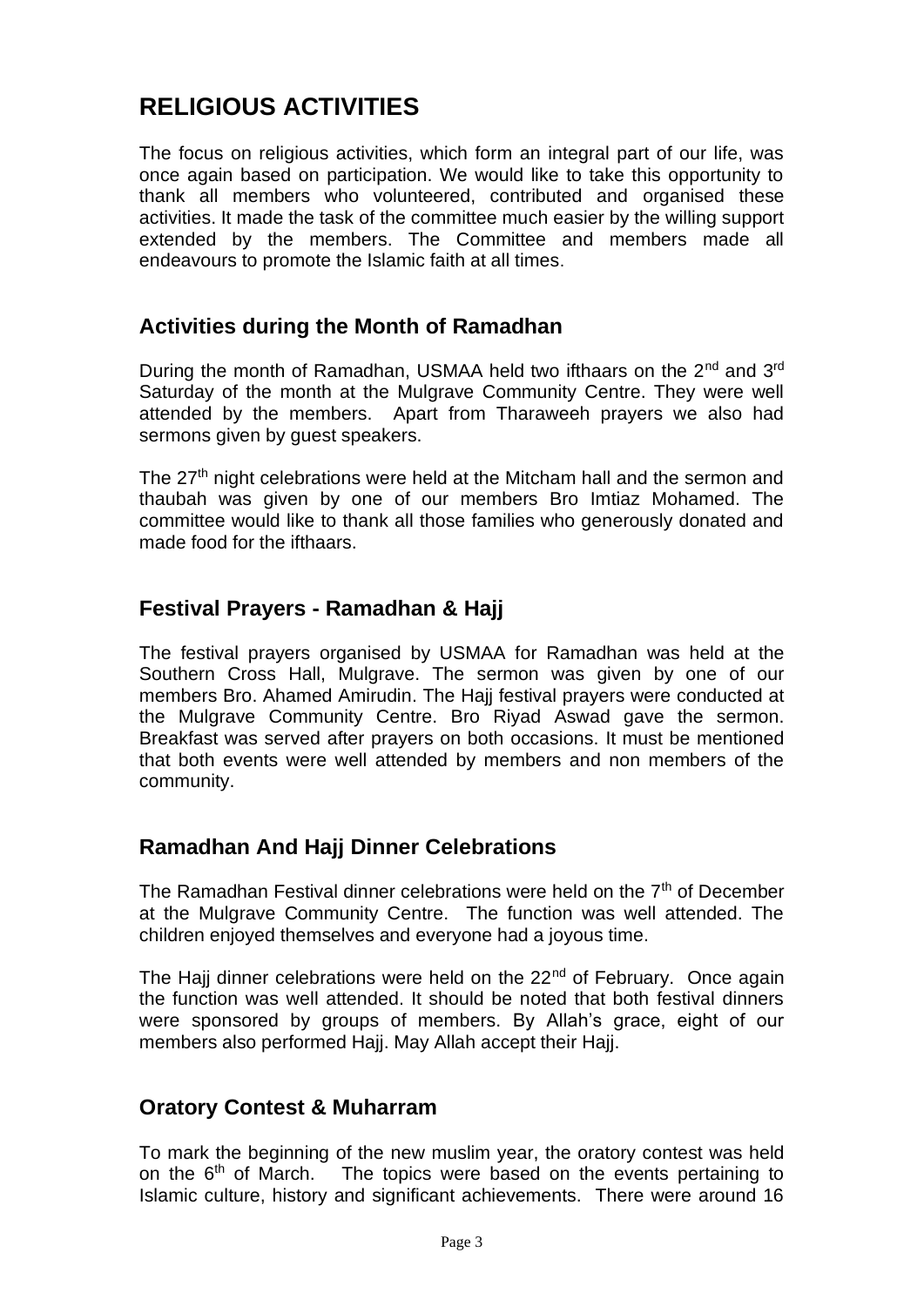# RELIGIOUS ACTIVITIES

The focus on religious activities, which form an integral part of our life, was once again based on participation. We would like to take this opportunity to thank all members who volunteered, contributed and organised these activities. It made the task of the committee much easier by the willing support extended by the members. The Committee and members made all endeavours to promote the Islamic faith at all times.

## Activities during the Month of Ramadhan

During the month of Ramadhan, USMAA held two ifthaars on the 2nd and 3rd Saturday of the month at the Mulgrave Community Centre. They were well attended by the members. Apart from Tharaweeh prayers we also had sermons given by guest speakers.

The 27th night celebrations were held at the Mitcham hall and the sermon and thaubah was given by one of our members Bro Imtiaz Mohamed. The committee would like to thank all those families who generously donated and made food for the ifthaars.

## Festival Prayers - Ramadhan & Hajj

The festival prayers organised by USMAA for Ramadhan was held at the Southern Cross Hall, Mulgrave. The sermon was given by one of our members Bro. Ahamed Amirudin. The Hajj festival prayers were conducted at the Mulgrave Community Centre. Bro Riyad Aswad gave the sermon. Breakfast was served after prayers on both occasions. It must be mentioned that both events were well attended by members and non members of the community.

## Ramadhan And Hajj Dinner Celebrations

The Ramadhan Festival dinner celebrations were held on the 7th of December at the Mulgrave Community Centre. The function was well attended. The children enjoyed themselves and everyone had a joyous time.

The Hajj dinner celebrations were held on the 22nd of February. Once again the function was well attended. It should be noted that both festival dinners were sponsored by groups of members. By Allah's grace, eight of our members also performed Hajj. May Allah accept their Hajj.

## Oratory Contest & Muharram

To mark the beginning of the new muslim year, the oratory contest was held on the 6th of March. The topics were based on the events pertaining to Islamic culture, history and significant achievements. There were around 16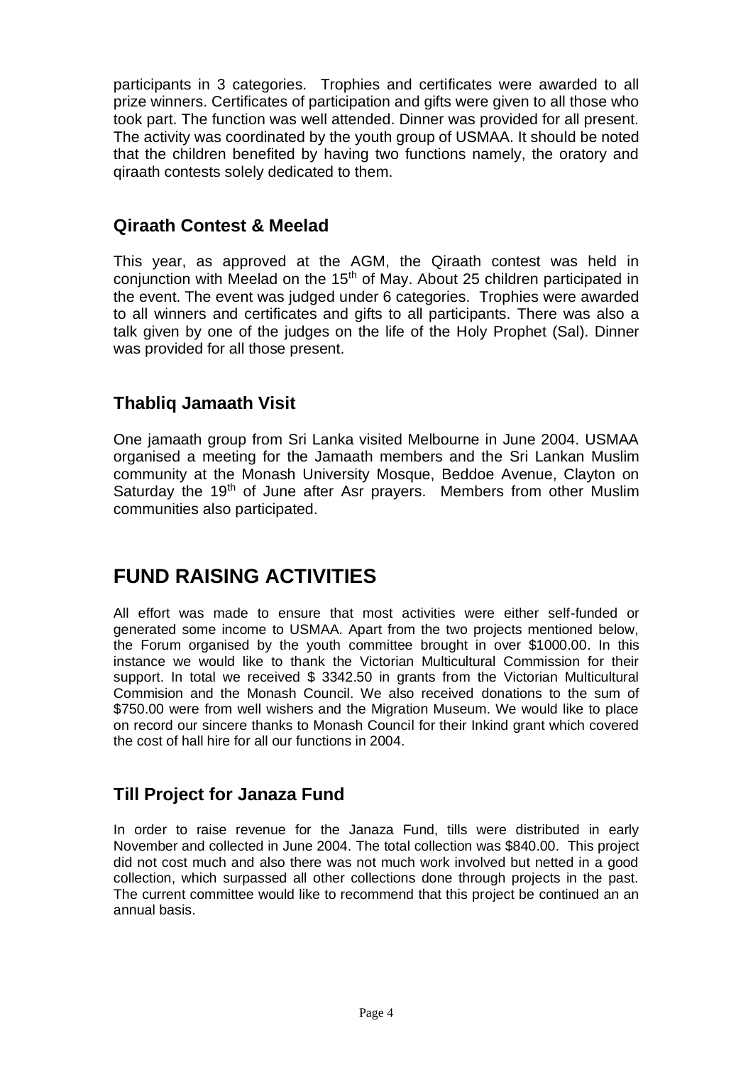participants in 3 categories. Trophies and certificates were awarded to all prize winners. Certificates of participation and gifts were given to all those who took part. The function was well attended. Dinner was provided for all present. The activity was coordinated by the youth group of USMAA. It should be noted that the children benefited by having two functions namely, the oratory and qiraath contests solely dedicated to them.

## Qiraath Contest & Meelad

This year, as approved at the AGM, the Qiraath contest was held in conjunction with Meelad on the 15th of May. About 25 children participated in the event. The event was judged under 6 categories. Trophies were awarded to all winners and certificates and gifts to all participants. There was also a talk given by one of the judges on the life of the Holy Prophet (Sal). Dinner was provided for all those present.

## Thabliq Jamaath Visit

One jamaath group from Sri Lanka visited Melbourne in June 2004. USMAA organised a meeting for the Jamaath members and the Sri Lankan Muslim community at the Monash University Mosque, Beddoe Avenue, Clayton on Saturday the 19th of June after Asr prayers. Members from other Muslim communities also participated.

# FUND RAISING ACTIVITIES

All effort was made to ensure that most activities were either self-funded or generated some income to USMAA. Apart from the two projects mentioned below, the Forum organised by the youth committee brought in over $1000.00. In this instance we would like to thank the Victorian Multicultural Commission for their support. In total we received $ 3342.50 in grants from the Victorian Multicultural Commision and the Monash Council. We also received donations to the sum of $750.00 were from well wishers and the Migration Museum. We would like to place on record our sincere thanks to Monash Council for their Inkind grant which covered the cost of hall hire for all our functions in 2004.

## Till Project for Janaza Fund

In order to raise revenue for the Janaza Fund, tills were distributed in early November and collected in June 2004. The total collection was $840.00. This project did not cost much and also there was not much work involved but netted in a good collection, which surpassed all other collections done through projects in the past. The current committee would like to recommend that this project be continued an an annual basis.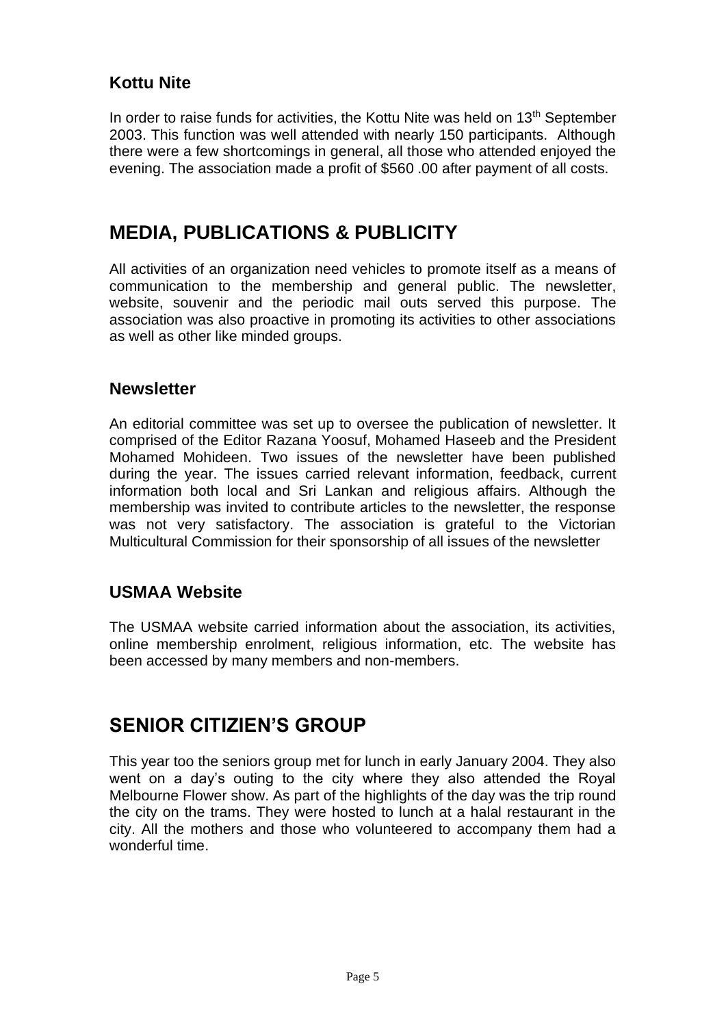### Kottu Nite

In order to raise funds for activities, the Kottu Nite was held on 13th September 2003. This function was well attended with nearly 150 participants. Although there were a few shortcomings in general, all those who attended enjoyed the evening. The association made a profit of $560 .00 after payment of all costs.

## MEDIA, PUBLICATIONS & PUBLICITY

All activities of an organization need vehicles to promote itself as a means of communication to the membership and general public. The newsletter, website, souvenir and the periodic mail outs served this purpose. The association was also proactive in promoting its activities to other associations as well as other like minded groups.

### Newsletter

An editorial committee was set up to oversee the publication of newsletter. It comprised of the Editor Razana Yoosuf, Mohamed Haseeb and the President Mohamed Mohideen. Two issues of the newsletter have been published during the year. The issues carried relevant information, feedback, current information both local and Sri Lankan and religious affairs. Although the membership was invited to contribute articles to the newsletter, the response was not very satisfactory. The association is grateful to the Victorian Multicultural Commission for their sponsorship of all issues of the newsletter

### USMAA Website

The USMAA website carried information about the association, its activities, online membership enrolment, religious information, etc. The website has been accessed by many members and non-members.

## SENIOR CITIZIEN'S GROUP

This year too the seniors group met for lunch in early January 2004. They also went on a day's outing to the city where they also attended the Royal Melbourne Flower show. As part of the highlights of the day was the trip round the city on the trams. They were hosted to lunch at a halal restaurant in the city. All the mothers and those who volunteered to accompany them had a wonderful time.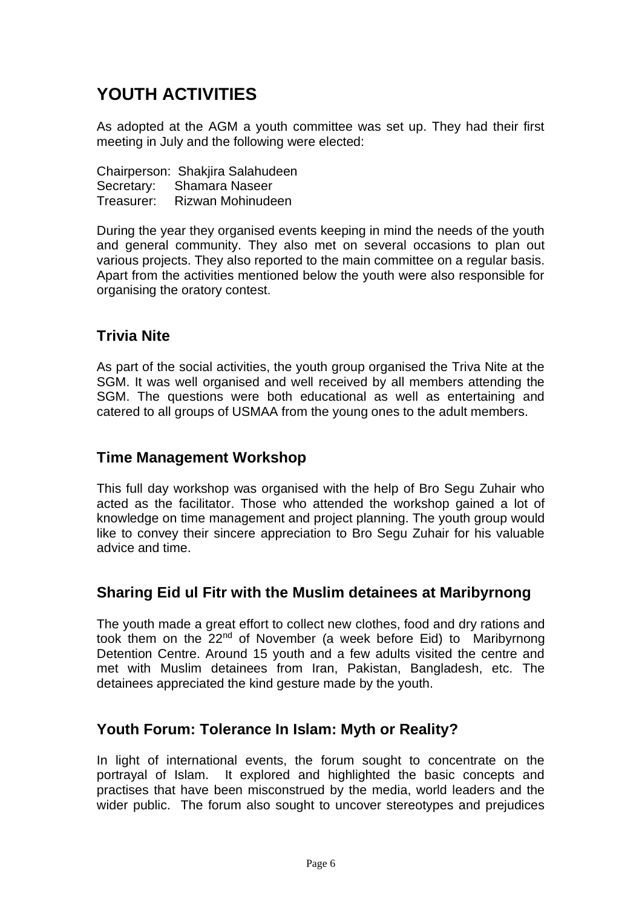# YOUTH ACTIVITIES

As adopted at the AGM a youth committee was set up. They had their first meeting in July and the following were elected:

Chairperson: Shakjira Salahudeen  
Secretary: Shamara Naseer  
Treasurer: Rizwan Mohinudeen

During the year they organised events keeping in mind the needs of the youth and general community. They also met on several occasions to plan out various projects. They also reported to the main committee on a regular basis. Apart from the activities mentioned below the youth were also responsible for organising the oratory contest.

## Trivia Nite

As part of the social activities, the youth group organised the Triva Nite at the SGM. It was well organised and well received by all members attending the SGM. The questions were both educational as well as entertaining and catered to all groups of USMAA from the young ones to the adult members.

## Time Management Workshop

This full day workshop was organised with the help of Bro Segu Zuhair who acted as the facilitator. Those who attended the workshop gained a lot of knowledge on time management and project planning. The youth group would like to convey their sincere appreciation to Bro Segu Zuhair for his valuable advice and time.

## Sharing Eid ul Fitr with the Muslim detainees at Maribyrnong

The youth made a great effort to collect new clothes, food and dry rations and took them on the 22nd of November (a week before Eid) to Maribyrnong Detention Centre. Around 15 youth and a few adults visited the centre and met with Muslim detainees from Iran, Pakistan, Bangladesh, etc. The detainees appreciated the kind gesture made by the youth.

## Youth Forum: Tolerance In Islam: Myth or Reality?

In light of international events, the forum sought to concentrate on the portrayal of Islam. It explored and highlighted the basic concepts and practises that have been misconstrued by the media, world leaders and the wider public. The forum also sought to uncover stereotypes and prejudices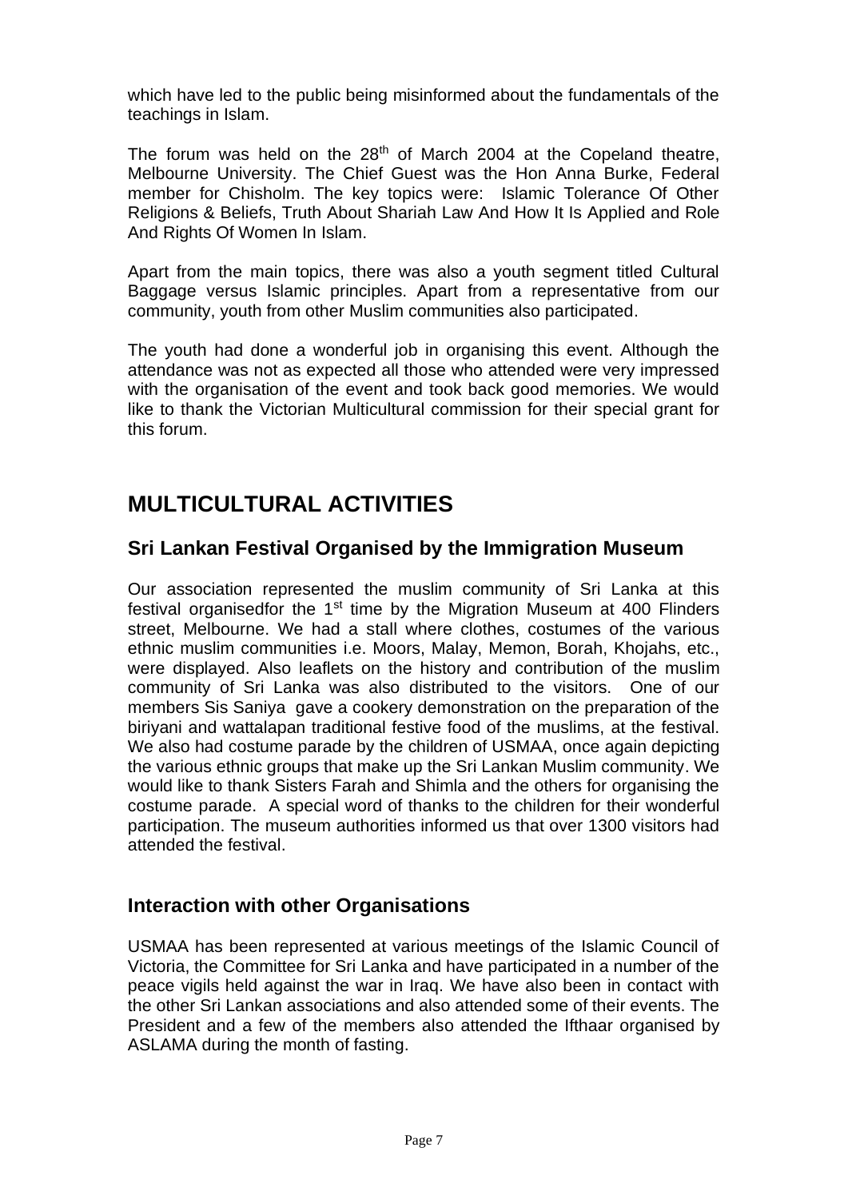which have led to the public being misinformed about the fundamentals of the teachings in Islam.

The forum was held on the 28th of March 2004 at the Copeland theatre, Melbourne University. The Chief Guest was the Hon Anna Burke, Federal member for Chisholm. The key topics were: Islamic Tolerance Of Other Religions & Beliefs, Truth About Shariah Law And How It Is Applied and Role And Rights Of Women In Islam.

Apart from the main topics, there was also a youth segment titled Cultural Baggage versus Islamic principles. Apart from a representative from our community, youth from other Muslim communities also participated.

The youth had done a wonderful job in organising this event. Although the attendance was not as expected all those who attended were very impressed with the organisation of the event and took back good memories. We would like to thank the Victorian Multicultural commission for their special grant for this forum.

# MULTICULTURAL ACTIVITIES

## Sri Lankan Festival Organised by the Immigration Museum

Our association represented the muslim community of Sri Lanka at this festival organisedfor the 1st time by the Migration Museum at 400 Flinders street, Melbourne. We had a stall where clothes, costumes of the various ethnic muslim communities i.e. Moors, Malay, Memon, Borah, Khojahs, etc., were displayed. Also leaflets on the history and contribution of the muslim community of Sri Lanka was also distributed to the visitors. One of our members Sis Saniya gave a cookery demonstration on the preparation of the biriyani and wattalapan traditional festive food of the muslims, at the festival. We also had costume parade by the children of USMAA, once again depicting the various ethnic groups that make up the Sri Lankan Muslim community. We would like to thank Sisters Farah and Shimla and the others for organising the costume parade. A special word of thanks to the children for their wonderful participation. The museum authorities informed us that over 1300 visitors had attended the festival.

## Interaction with other Organisations

USMAA has been represented at various meetings of the Islamic Council of Victoria, the Committee for Sri Lanka and have participated in a number of the peace vigils held against the war in Iraq. We have also been in contact with the other Sri Lankan associations and also attended some of their events. The President and a few of the members also attended the Ifthaar organised by ASLAMA during the month of fasting.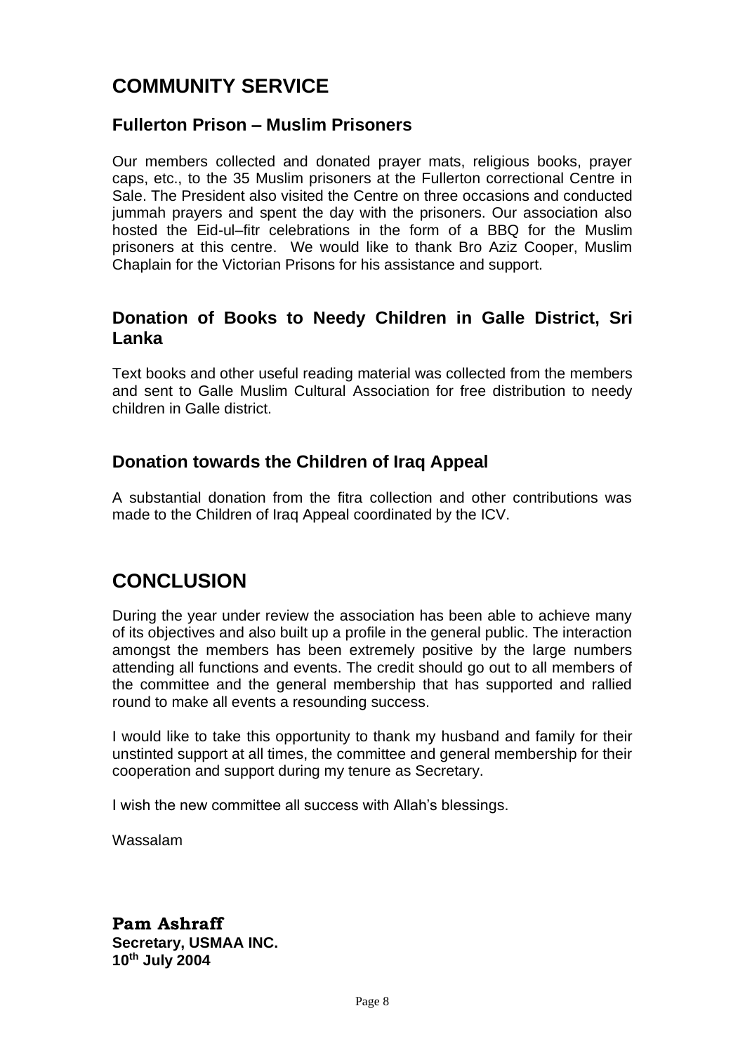# COMMUNITY SERVICE

## Fullerton Prison – Muslim Prisoners

Our members collected and donated prayer mats, religious books, prayer caps, etc., to the 35 Muslim prisoners at the Fullerton correctional Centre in Sale. The President also visited the Centre on three occasions and conducted jummah prayers and spent the day with the prisoners. Our association also hosted the Eid-ul–fitr celebrations in the form of a BBQ for the Muslim prisoners at this centre. We would like to thank Bro Aziz Cooper, Muslim Chaplain for the Victorian Prisons for his assistance and support.

## Donation of Books to Needy Children in Galle District, Sri Lanka

Text books and other useful reading material was collected from the members and sent to Galle Muslim Cultural Association for free distribution to needy children in Galle district.

## Donation towards the Children of Iraq Appeal

A substantial donation from the fitra collection and other contributions was made to the Children of Iraq Appeal coordinated by the ICV.

# CONCLUSION

During the year under review the association has been able to achieve many of its objectives and also built up a profile in the general public. The interaction amongst the members has been extremely positive by the large numbers attending all functions and events. The credit should go out to all members of the committee and the general membership that has supported and rallied round to make all events a resounding success.

I would like to take this opportunity to thank my husband and family for their unstinted support at all times, the committee and general membership for their cooperation and support during my tenure as Secretary.

I wish the new committee all success with Allah's blessings.

Wassalam

**Pam Ashraff**
**Secretary, USMAA INC.**
**10th July 2004**